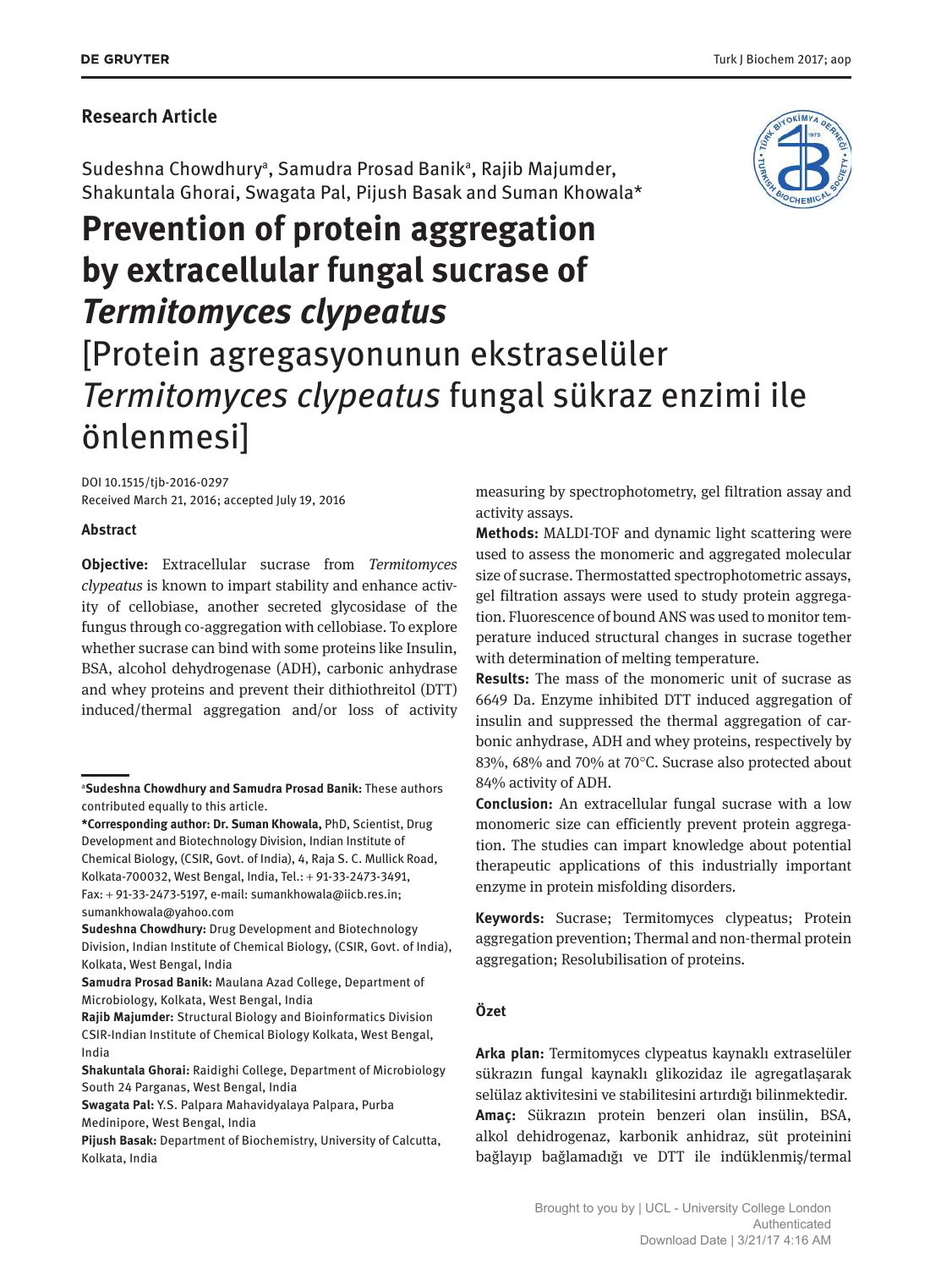**Research Article**

Sudeshna Chowdhury[a], Samudra Prosad Banik[a], Rajib Majumder, Shakuntala Ghorai, Swagata Pal, Pijush Basak and Suman Khowala*

# Prevention of protein aggregation by extracellular fungal sucrase of *Termitomyces clypeatus*

# [Protein agregasyonunun ekstraselüler *Termitomyces clypeatus* fungal sükraz enzimi ile önlenmesi]

DOI 10.1515/tjb-2016-0297
Received March 21, 2016; accepted July 19, 2016

## Abstract

**Objective:** Extracellular sucrase from *Termitomyces clypeatus* is known to impart stability and enhance activity of cellobiase, another secreted glycosidase of the fungus through co-aggregation with cellobiase. To explore whether sucrase can bind with some proteins like Insulin, BSA, alcohol dehydrogenase (ADH), carbonic anhydrase and whey proteins and prevent their dithiothreitol (DTT) induced/thermal aggregation and/or loss of activity measuring by spectrophotometry, gel filtration assay and activity assays.

**Methods:** MALDI-TOF and dynamic light scattering were used to assess the monomeric and aggregated molecular size of sucrase. Thermostatted spectrophotometric assays, gel filtration assays were used to study protein aggregation. Fluorescence of bound ANS was used to monitor temperature induced structural changes in sucrase together with determination of melting temperature.

**Results:** The mass of the monomeric unit of sucrase as 6649 Da. Enzyme inhibited DTT induced aggregation of insulin and suppressed the thermal aggregation of carbonic anhydrase, ADH and whey proteins, respectively by 83%, 68% and 70% at 70°C. Sucrase also protected about 84% activity of ADH.

**Conclusion:** An extracellular fungal sucrase with a low monomeric size can efficiently prevent protein aggregation. The studies can impart knowledge about potential therapeutic applications of this industrially important enzyme in protein misfolding disorders.

**Keywords:** Sucrase; Termitomyces clypeatus; Protein aggregation prevention; Thermal and non-thermal protein aggregation; Resolubilisation of proteins.

## Özet

**Arka plan:** Termitomyces clypeatus kaynaklı extraselüler sükrazın fungal kaynaklı glikozidaz ile agregatlaşarak selülaz aktivitesini ve stabilitesini artırdığı bilinmektedir.

**Amaç:** Sükrazın protein benzeri olan insülin, BSA, alkol dehidrogenaz, karbonik anhidraz, süt proteinini bağlayıp bağlamadığı ve DTT ile indüklenmiş/termal

---

[a]**Sudeshna Chowdhury and Samudra Prosad Banik:** These authors contributed equally to this article.

***Corresponding author: Dr. Suman Khowala,** PhD, Scientist, Drug Development and Biotechnology Division, Indian Institute of Chemical Biology, (CSIR, Govt. of India), 4, Raja S. C. Mullick Road, Kolkata-700032, West Bengal, India, Tel.: + 91-33-2473-3491, Fax: + 91-33-2473-5197, e-mail: sumankhowala@iicb.res.in; sumankhowala@yahoo.com

**Sudeshna Chowdhury:** Drug Development and Biotechnology Division, Indian Institute of Chemical Biology, (CSIR, Govt. of India), Kolkata, West Bengal, India

**Samudra Prosad Banik:** Maulana Azad College, Department of Microbiology, Kolkata, West Bengal, India

**Rajib Majumder:** Structural Biology and Bioinformatics Division CSIR-Indian Institute of Chemical Biology Kolkata, West Bengal, India

**Shakuntala Ghorai:** Raidighi College, Department of Microbiology South 24 Parganas, West Bengal, India

**Swagata Pal:** Y.S. Palpara Mahavidyalaya Palpara, Purba Medinipore, West Bengal, India

**Pijush Basak:** Department of Biochemistry, University of Calcutta, Kolkata, India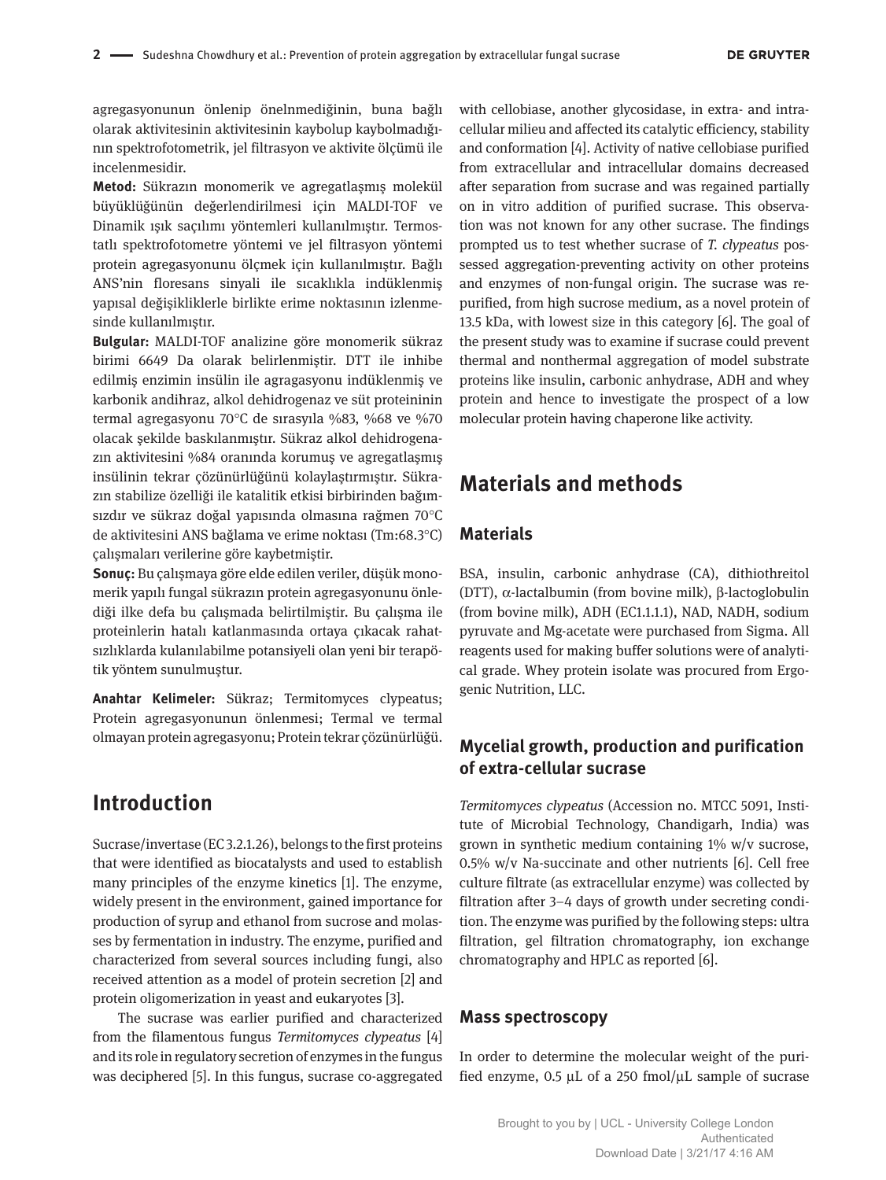agregasyonunun önlenip önelnmediğinin, buna bağlı olarak aktivitesinin aktivitesinin kaybolup kaybolmadığının spektrofotometrik, jel filtrasyon ve aktivite ölçümü ile incelenmesidir.

**Metod:** Sükrazın monomerik ve agregatlaşmış molekül büyüklüğünün değerlendirilmesi için MALDI-TOF ve Dinamik ışık saçılımı yöntemleri kullanılmıştır. Termostatlı spektrofotometre yöntemi ve jel filtrasyon yöntemi protein agregasyonunu ölçmek için kullanılmıştır. Bağlı ANS'nin floresans sinyali ile sıcaklıkla indüklenmiş yapısal değişikliklerle birlikte erime noktasının izlenmesinde kullanılmıştır.

**Bulgular:** MALDI-TOF analizine göre monomerik sükraz birimi 6649 Da olarak belirlenmiştir. DTT ile inhibe edilmiş enzimin insülin ile agragasyonu indüklenmiş ve karbonik andihraz, alkol dehidrogenaz ve süt proteininin termal agregasyonu 70°C de sırasıyla %83, %68 ve %70 olacak şekilde baskılanmıştır. Sükraz alkol dehidrogenazın aktivitesini %84 oranında korumuş ve agregatlaşmış insülinin tekrar çözünürlüğünü kolaylaştırmıştır. Sükrazın stabilize özelliği ile katalitik etkisi birbirinden bağımsızdır ve sükraz doğal yapısında olmasına rağmen 70°C de aktivitesini ANS bağlama ve erime noktası (Tm:68.3°C) çalışmaları verilerine göre kaybetmiştir.

**Sonuç:** Bu çalışmaya göre elde edilen veriler, düşük monomerik yapılı fungal sükrazın protein agregasyonunu önlediği ilke defa bu çalışmada belirtilmiştir. Bu çalışma ile proteinlerin hatalı katlanmasında ortaya çıkacak rahatsızlıklarda kulanılabilme potansiyeli olan yeni bir terapötik yöntem sunulmuştur.

**Anahtar Kelimeler:** Sükraz; Termitomyces clypeatus; Protein agregasyonunun önlenmesi; Termal ve termal olmayan protein agregasyonu; Protein tekrar çözünürlüğü.

## Introduction

Sucrase/invertase (EC 3.2.1.26), belongs to the first proteins that were identified as biocatalysts and used to establish many principles of the enzyme kinetics [1]. The enzyme, widely present in the environment, gained importance for production of syrup and ethanol from sucrose and molasses by fermentation in industry. The enzyme, purified and characterized from several sources including fungi, also received attention as a model of protein secretion [2] and protein oligomerization in yeast and eukaryotes [3].

The sucrase was earlier purified and characterized from the filamentous fungus *Termitomyces clypeatus* [4] and its role in regulatory secretion of enzymes in the fungus was deciphered [5]. In this fungus, sucrase co-aggregated with cellobiase, another glycosidase, in extra- and intracellular milieu and affected its catalytic efficiency, stability and conformation [4]. Activity of native cellobiase purified from extracellular and intracellular domains decreased after separation from sucrase and was regained partially on in vitro addition of purified sucrase. This observation was not known for any other sucrase. The findings prompted us to test whether sucrase of *T. clypeatus* possessed aggregation-preventing activity on other proteins and enzymes of non-fungal origin. The sucrase was repurified, from high sucrose medium, as a novel protein of 13.5 kDa, with lowest size in this category [6]. The goal of the present study was to examine if sucrase could prevent thermal and nonthermal aggregation of model substrate proteins like insulin, carbonic anhydrase, ADH and whey protein and hence to investigate the prospect of a low molecular protein having chaperone like activity.

## Materials and methods

### Materials

BSA, insulin, carbonic anhydrase (CA), dithiothreitol (DTT), α-lactalbumin (from bovine milk), β-lactoglobulin (from bovine milk), ADH (EC1.1.1.1), NAD, NADH, sodium pyruvate and Mg-acetate were purchased from Sigma. All reagents used for making buffer solutions were of analytical grade. Whey protein isolate was procured from Ergogenic Nutrition, LLC.

### Mycelial growth, production and purification of extra-cellular sucrase

*Termitomyces clypeatus* (Accession no. MTCC 5091, Institute of Microbial Technology, Chandigarh, India) was grown in synthetic medium containing 1% w/v sucrose, 0.5% w/v Na-succinate and other nutrients [6]. Cell free culture filtrate (as extracellular enzyme) was collected by filtration after 3–4 days of growth under secreting condition. The enzyme was purified by the following steps: ultra filtration, gel filtration chromatography, ion exchange chromatography and HPLC as reported [6].

### Mass spectroscopy

In order to determine the molecular weight of the purified enzyme, 0.5 μL of a 250 fmol/μL sample of sucrase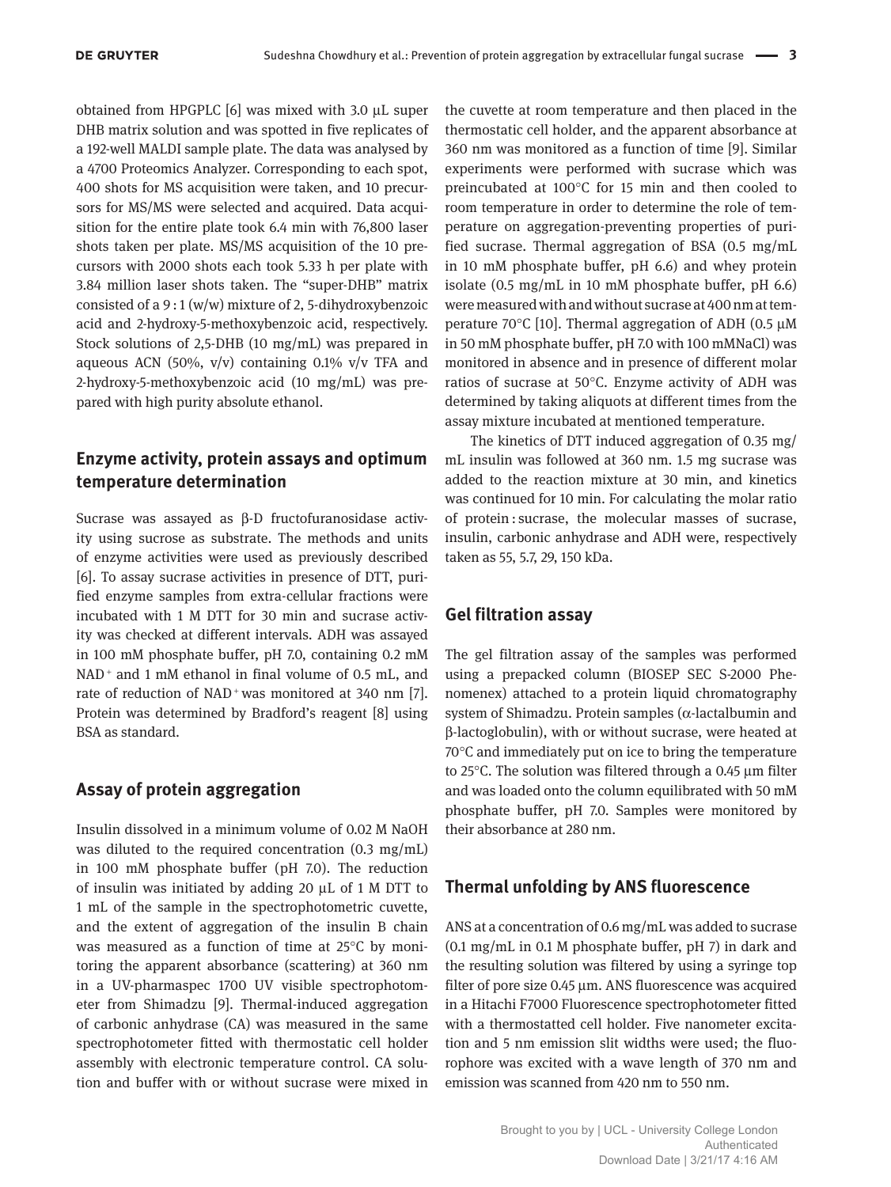obtained from HPGPLC [6] was mixed with 3.0 μL super DHB matrix solution and was spotted in five replicates of a 192-well MALDI sample plate. The data was analysed by a 4700 Proteomics Analyzer. Corresponding to each spot, 400 shots for MS acquisition were taken, and 10 precursors for MS/MS were selected and acquired. Data acquisition for the entire plate took 6.4 min with 76,800 laser shots taken per plate. MS/MS acquisition of the 10 precursors with 2000 shots each took 5.33 h per plate with 3.84 million laser shots taken. The "super-DHB" matrix consisted of a 9 : 1 (w/w) mixture of 2, 5-dihydroxybenzoic acid and 2-hydroxy-5-methoxybenzoic acid, respectively. Stock solutions of 2,5-DHB (10 mg/mL) was prepared in aqueous ACN (50%, v/v) containing 0.1% v/v TFA and 2-hydroxy-5-methoxybenzoic acid (10 mg/mL) was prepared with high purity absolute ethanol.

## Enzyme activity, protein assays and optimum temperature determination

Sucrase was assayed as β-D fructofuranosidase activity using sucrose as substrate. The methods and units of enzyme activities were used as previously described [6]. To assay sucrase activities in presence of DTT, purified enzyme samples from extra-cellular fractions were incubated with 1 M DTT for 30 min and sucrase activity was checked at different intervals. ADH was assayed in 100 mM phosphate buffer, pH 7.0, containing 0.2 mM $NAD^+$ and 1 mM ethanol in final volume of 0.5 mL, and rate of reduction of $NAD^+$ was monitored at 340 nm [7]. Protein was determined by Bradford's reagent [8] using BSA as standard.

## Assay of protein aggregation

Insulin dissolved in a minimum volume of 0.02 M NaOH was diluted to the required concentration (0.3 mg/mL) in 100 mM phosphate buffer (pH 7.0). The reduction of insulin was initiated by adding 20 μL of 1 M DTT to 1 mL of the sample in the spectrophotometric cuvette, and the extent of aggregation of the insulin B chain was measured as a function of time at 25°C by monitoring the apparent absorbance (scattering) at 360 nm in a UV-pharmaspec 1700 UV visible spectrophotometer from Shimadzu [9]. Thermal-induced aggregation of carbonic anhydrase (CA) was measured in the same spectrophotometer fitted with thermostatic cell holder assembly with electronic temperature control. CA solution and buffer with or without sucrase were mixed in the cuvette at room temperature and then placed in the thermostatic cell holder, and the apparent absorbance at 360 nm was monitored as a function of time [9]. Similar experiments were performed with sucrase which was preincubated at 100°C for 15 min and then cooled to room temperature in order to determine the role of temperature on aggregation-preventing properties of purified sucrase. Thermal aggregation of BSA (0.5 mg/mL in 10 mM phosphate buffer, pH 6.6) and whey protein isolate (0.5 mg/mL in 10 mM phosphate buffer, pH 6.6) were measured with and without sucrase at 400 nm at temperature 70°C [10]. Thermal aggregation of ADH (0.5 μM in 50 mM phosphate buffer, pH 7.0 with 100 mMNaCl) was monitored in absence and in presence of different molar ratios of sucrase at 50°C. Enzyme activity of ADH was determined by taking aliquots at different times from the assay mixture incubated at mentioned temperature.

The kinetics of DTT induced aggregation of 0.35 mg/mL insulin was followed at 360 nm. 1.5 mg sucrase was added to the reaction mixture at 30 min, and kinetics was continued for 10 min. For calculating the molar ratio of protein : sucrase, the molecular masses of sucrase, insulin, carbonic anhydrase and ADH were, respectively taken as 55, 5.7, 29, 150 kDa.

## Gel filtration assay

The gel filtration assay of the samples was performed using a prepacked column (BIOSEP SEC S-2000 Phenomenex) attached to a protein liquid chromatography system of Shimadzu. Protein samples (α-lactalbumin and β-lactoglobulin), with or without sucrase, were heated at 70°C and immediately put on ice to bring the temperature to 25°C. The solution was filtered through a 0.45 μm filter and was loaded onto the column equilibrated with 50 mM phosphate buffer, pH 7.0. Samples were monitored by their absorbance at 280 nm.

## Thermal unfolding by ANS fluorescence

ANS at a concentration of 0.6 mg/mL was added to sucrase (0.1 mg/mL in 0.1 M phosphate buffer, pH 7) in dark and the resulting solution was filtered by using a syringe top filter of pore size 0.45 μm. ANS fluorescence was acquired in a Hitachi F7000 Fluorescence spectrophotometer fitted with a thermostatted cell holder. Five nanometer excitation and 5 nm emission slit widths were used; the fluorophore was excited with a wave length of 370 nm and emission was scanned from 420 nm to 550 nm.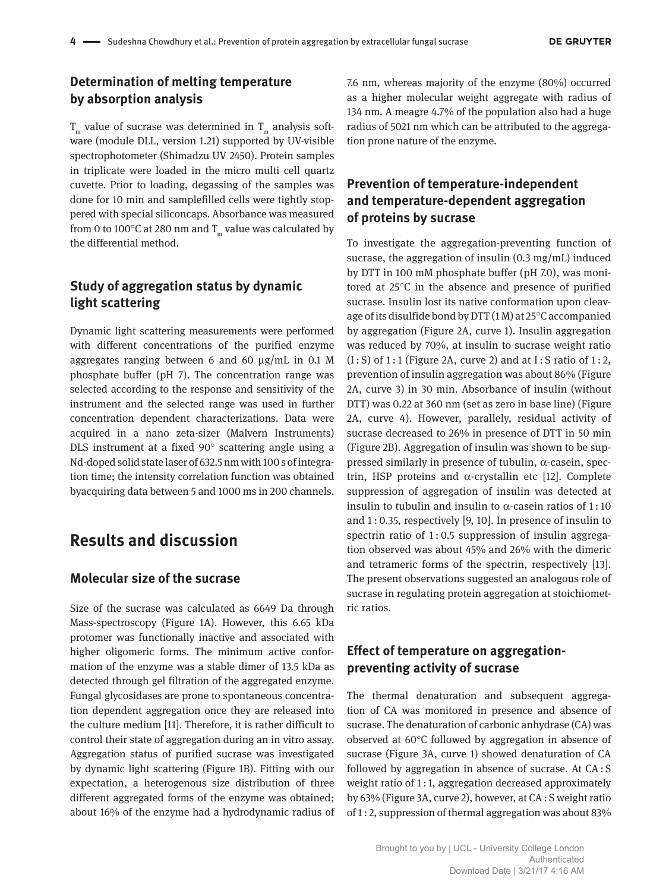## Determination of melting temperature by absorption analysis

$T_m$ value of sucrase was determined in $T_m$ analysis software (module DLL, version 1.21) supported by UV-visible spectrophotometer (Shimadzu UV 2450). Protein samples in triplicate were loaded in the micro multi cell quartz cuvette. Prior to loading, degassing of the samples was done for 10 min and samplefilled cells were tightly stoppered with special siliconcaps. Absorbance was measured from 0 to 100°C at 280 nm and $T_m$ value was calculated by the differential method.

## Study of aggregation status by dynamic light scattering

Dynamic light scattering measurements were performed with different concentrations of the purified enzyme aggregates ranging between 6 and 60 μg/mL in 0.1 M phosphate buffer (pH 7). The concentration range was selected according to the response and sensitivity of the instrument and the selected range was used in further concentration dependent characterizations. Data were acquired in a nano zeta-sizer (Malvern Instruments) DLS instrument at a fixed 90° scattering angle using a Nd-doped solid state laser of 632.5 nm with 100 s of integration time; the intensity correlation function was obtained byacquiring data between 5 and 1000 ms in 200 channels.

# Results and discussion

## Molecular size of the sucrase

Size of the sucrase was calculated as 6649 Da through Mass-spectroscopy (Figure 1A). However, this 6.65 kDa protomer was functionally inactive and associated with higher oligomeric forms. The minimum active conformation of the enzyme was a stable dimer of 13.5 kDa as detected through gel filtration of the aggregated enzyme. Fungal glycosidases are prone to spontaneous concentration dependent aggregation once they are released into the culture medium [11]. Therefore, it is rather difficult to control their state of aggregation during an in vitro assay. Aggregation status of purified sucrase was investigated by dynamic light scattering (Figure 1B). Fitting with our expectation, a heterogenous size distribution of three different aggregated forms of the enzyme was obtained; about 16% of the enzyme had a hydrodynamic radius of 7.6 nm, whereas majority of the enzyme (80%) occurred as a higher molecular weight aggregate with radius of 134 nm. A meagre 4.7% of the population also had a huge radius of 5021 nm which can be attributed to the aggregation prone nature of the enzyme.

## Prevention of temperature-independent and temperature-dependent aggregation of proteins by sucrase

To investigate the aggregation-preventing function of sucrase, the aggregation of insulin (0.3 mg/mL) induced by DTT in 100 mM phosphate buffer (pH 7.0), was monitored at 25°C in the absence and presence of purified sucrase. Insulin lost its native conformation upon cleavage of its disulfide bond by DTT (1 M) at 25°C accompanied by aggregation (Figure 2A, curve 1). Insulin aggregation was reduced by 70%, at insulin to sucrase weight ratio (I : S) of 1 : 1 (Figure 2A, curve 2) and at I : S ratio of 1 : 2, prevention of insulin aggregation was about 86% (Figure 2A, curve 3) in 30 min. Absorbance of insulin (without DTT) was 0.22 at 360 nm (set as zero in base line) (Figure 2A, curve 4). However, parallely, residual activity of sucrase decreased to 26% in presence of DTT in 50 min (Figure 2B). Aggregation of insulin was shown to be suppressed similarly in presence of tubulin, α-casein, spectrin, HSP proteins and α-crystallin etc [12]. Complete suppression of aggregation of insulin was detected at insulin to tubulin and insulin to α-casein ratios of 1 : 10 and 1 : 0.35, respectively [9, 10]. In presence of insulin to spectrin ratio of 1 : 0.5 suppression of insulin aggregation observed was about 45% and 26% with the dimeric and tetrameric forms of the spectrin, respectively [13]. The present observations suggested an analogous role of sucrase in regulating protein aggregation at stoichiometric ratios.

## Effect of temperature on aggregation-preventing activity of sucrase

The thermal denaturation and subsequent aggregation of CA was monitored in presence and absence of sucrase. The denaturation of carbonic anhydrase (CA) was observed at 60°C followed by aggregation in absence of sucrase (Figure 3A, curve 1) showed denaturation of CA followed by aggregation in absence of sucrase. At CA : S weight ratio of 1 : 1, aggregation decreased approximately by 63% (Figure 3A, curve 2), however, at CA : S weight ratio of 1 : 2, suppression of thermal aggregation was about 83%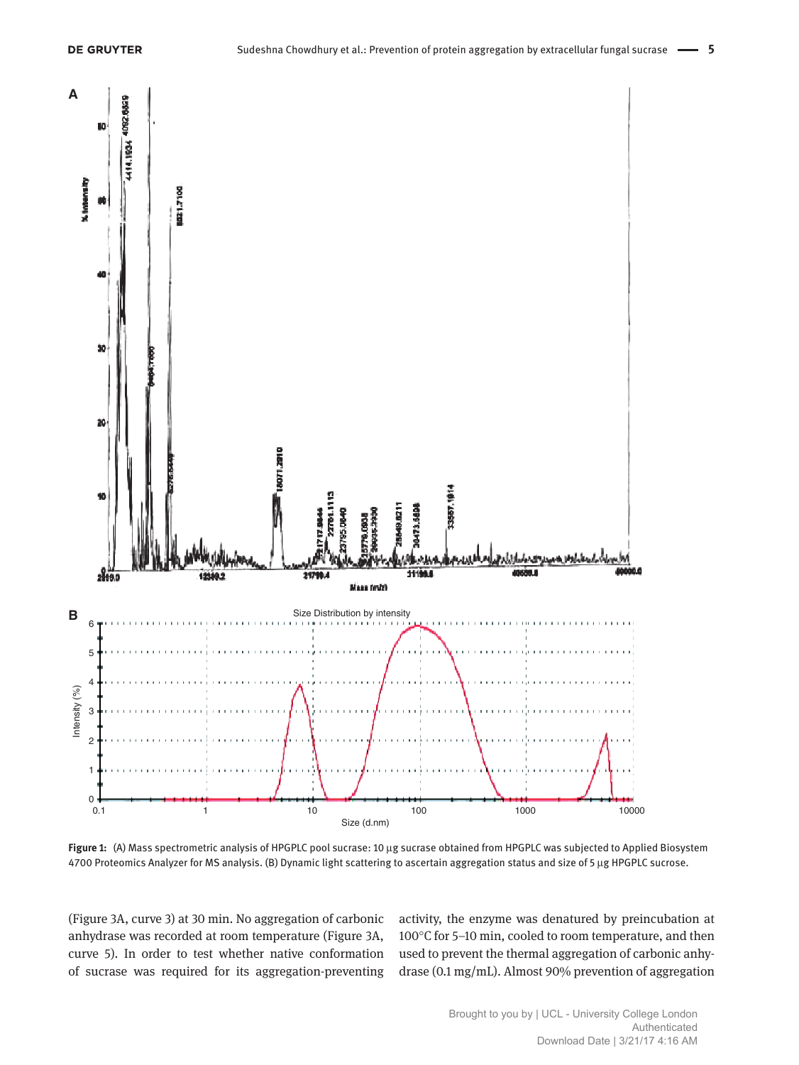**Figure 1:** (A) Mass spectrometric analysis of HPGPLC pool sucrase: 10 µg sucrase obtained from HPGPLC was subjected to Applied Biosystem 4700 Proteomics Analyzer for MS analysis. (B) Dynamic light scattering to ascertain aggregation status and size of 5 µg HPGPLC sucrose.

(Figure 3A, curve 3) at 30 min. No aggregation of carbonic anhydrase was recorded at room temperature (Figure 3A, curve 5). In order to test whether native conformation of sucrase was required for its aggregation-preventing activity, the enzyme was denatured by preincubation at 100°C for 5–10 min, cooled to room temperature, and then used to prevent the thermal aggregation of carbonic anhydrase (0.1 mg/mL). Almost 90% prevention of aggregation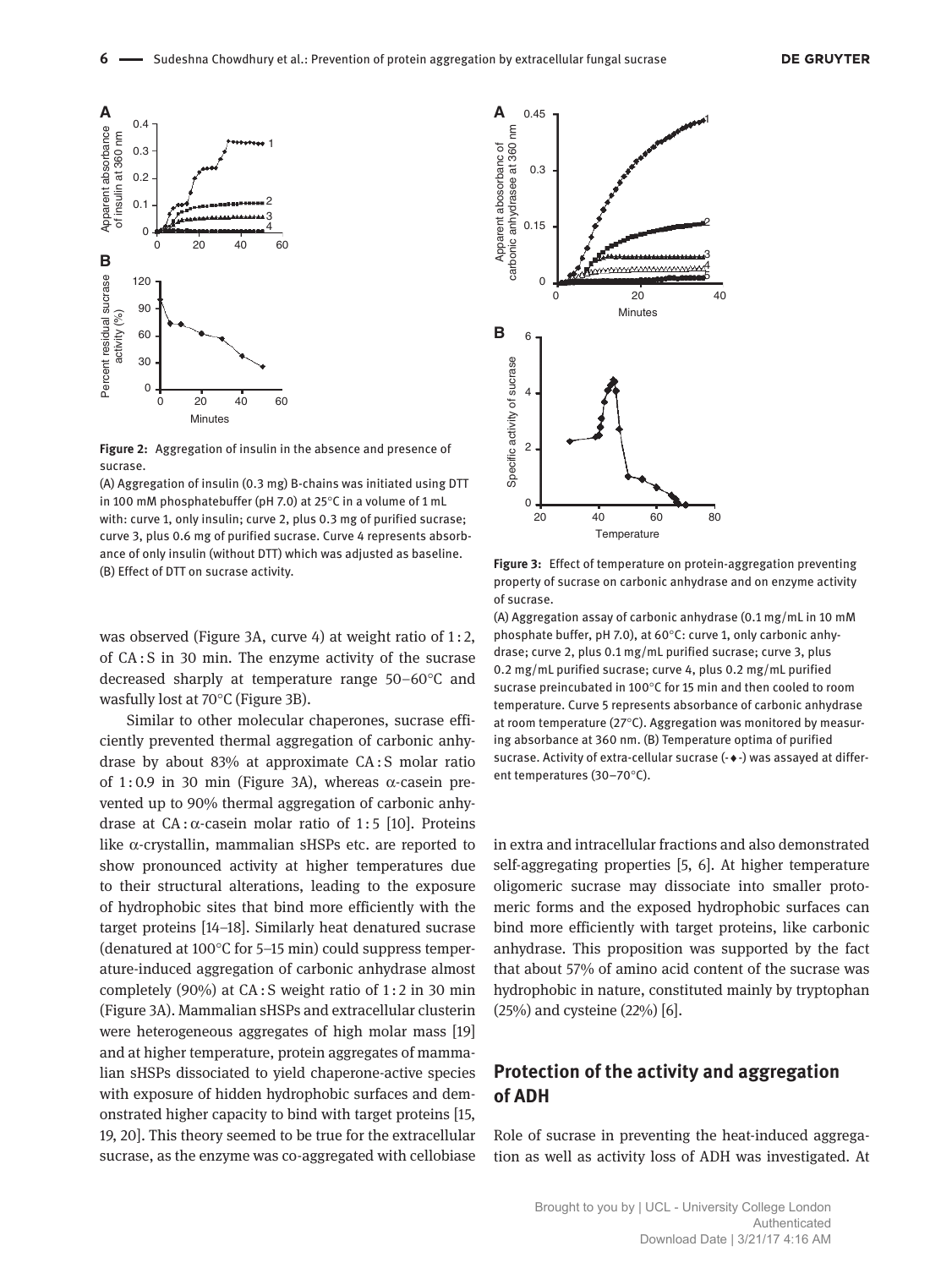**Figure 2:** Aggregation of insulin in the absence and presence of sucrase.

(A) Aggregation of insulin (0.3 mg) B-chains was initiated using DTT in 100 mM phosphatebuffer (pH 7.0) at 25°C in a volume of 1 mL with: curve 1, only insulin; curve 2, plus 0.3 mg of purified sucrase; curve 3, plus 0.6 mg of purified sucrase. Curve 4 represents absorbance of only insulin (without DTT) which was adjusted as baseline. (B) Effect of DTT on sucrase activity.

**Figure 3:** Effect of temperature on protein-aggregation preventing property of sucrase on carbonic anhydrase and on enzyme activity of sucrase.

(A) Aggregation assay of carbonic anhydrase (0.1 mg/mL in 10 mM phosphate buffer, pH 7.0), at 60°C: curve 1, only carbonic anhydrase; curve 2, plus 0.1 mg/mL purified sucrase; curve 3, plus 0.2 mg/mL purified sucrase; curve 4, plus 0.2 mg/mL purified sucrase preincubated in 100°C for 15 min and then cooled to room temperature. Curve 5 represents absorbance of carbonic anhydrase at room temperature (27°C). Aggregation was monitored by measuring absorbance at 360 nm. (B) Temperature optima of purified sucrase. Activity of extra-cellular sucrase (-♦-) was assayed at different temperatures (30–70°C).

was observed (Figure 3A, curve 4) at weight ratio of 1 : 2, of CA : S in 30 min. The enzyme activity of the sucrase decreased sharply at temperature range 50–60°C and wasfully lost at 70°C (Figure 3B).

Similar to other molecular chaperones, sucrase efficiently prevented thermal aggregation of carbonic anhydrase by about 83% at approximate CA : S molar ratio of 1 : 0.9 in 30 min (Figure 3A), whereas α-casein prevented up to 90% thermal aggregation of carbonic anhydrase at CA : α-casein molar ratio of 1 : 5 [10]. Proteins like α-crystallin, mammalian sHSPs etc. are reported to show pronounced activity at higher temperatures due to their structural alterations, leading to the exposure of hydrophobic sites that bind more efficiently with the target proteins [14–18]. Similarly heat denatured sucrase (denatured at 100°C for 5–15 min) could suppress temperature-induced aggregation of carbonic anhydrase almost completely (90%) at CA : S weight ratio of 1 : 2 in 30 min (Figure 3A). Mammalian sHSPs and extracellular clusterin were heterogeneous aggregates of high molar mass [19] and at higher temperature, protein aggregates of mammalian sHSPs dissociated to yield chaperone-active species with exposure of hidden hydrophobic surfaces and demonstrated higher capacity to bind with target proteins [15, 19, 20]. This theory seemed to be true for the extracellular sucrase, as the enzyme was co-aggregated with cellobiase in extra and intracellular fractions and also demonstrated self-aggregating properties [5, 6]. At higher temperature oligomeric sucrase may dissociate into smaller protomeric forms and the exposed hydrophobic surfaces can bind more efficiently with target proteins, like carbonic anhydrase. This proposition was supported by the fact that about 57% of amino acid content of the sucrase was hydrophobic in nature, constituted mainly by tryptophan (25%) and cysteine (22%) [6].

## Protection of the activity and aggregation of ADH

Role of sucrase in preventing the heat-induced aggregation as well as activity loss of ADH was investigated. At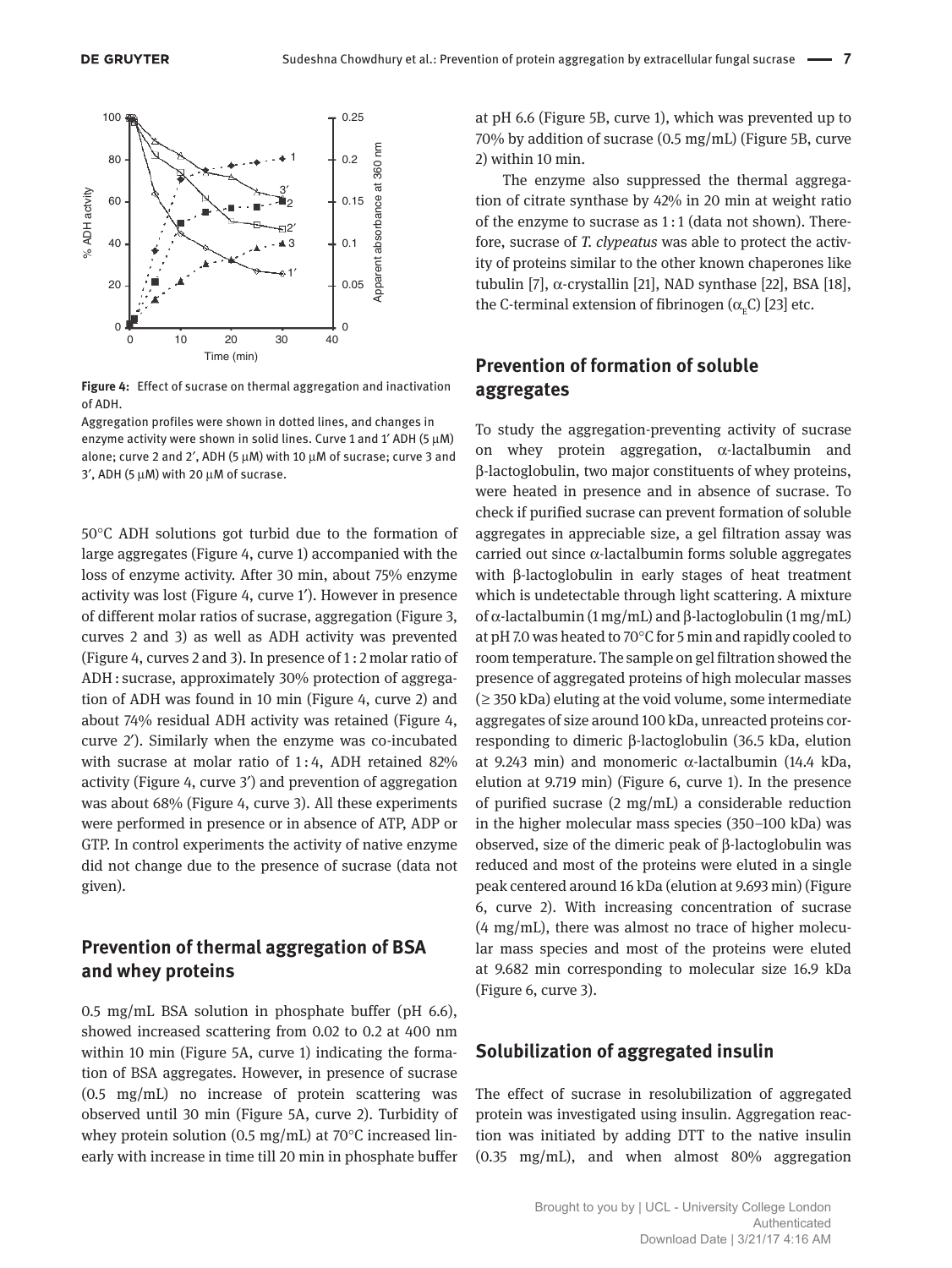**Figure 4:** Effect of sucrase on thermal aggregation and inactivation of ADH.

Aggregation profiles were shown in dotted lines, and changes in enzyme activity were shown in solid lines. Curve 1 and 1′ ADH (5 μM) alone; curve 2 and 2′, ADH (5 μM) with 10 μM of sucrase; curve 3 and 3′, ADH (5 μM) with 20 μM of sucrase.

50°C ADH solutions got turbid due to the formation of large aggregates (Figure 4, curve 1) accompanied with the loss of enzyme activity. After 30 min, about 75% enzyme activity was lost (Figure 4, curve 1′). However in presence of different molar ratios of sucrase, aggregation (Figure 3, curves 2 and 3) as well as ADH activity was prevented (Figure 4, curves 2 and 3). In presence of 1 : 2 molar ratio of ADH : sucrase, approximately 30% protection of aggregation of ADH was found in 10 min (Figure 4, curve 2) and about 74% residual ADH activity was retained (Figure 4, curve 2′). Similarly when the enzyme was co-incubated with sucrase at molar ratio of 1 : 4, ADH retained 82% activity (Figure 4, curve 3′) and prevention of aggregation was about 68% (Figure 4, curve 3). All these experiments were performed in presence or in absence of ATP, ADP or GTP. In control experiments the activity of native enzyme did not change due to the presence of sucrase (data not given).

## Prevention of thermal aggregation of BSA and whey proteins

0.5 mg/mL BSA solution in phosphate buffer (pH 6.6), showed increased scattering from 0.02 to 0.2 at 400 nm within 10 min (Figure 5A, curve 1) indicating the formation of BSA aggregates. However, in presence of sucrase (0.5 mg/mL) no increase of protein scattering was observed until 30 min (Figure 5A, curve 2). Turbidity of whey protein solution (0.5 mg/mL) at 70°C increased linearly with increase in time till 20 min in phosphate buffer at pH 6.6 (Figure 5B, curve 1), which was prevented up to 70% by addition of sucrase (0.5 mg/mL) (Figure 5B, curve 2) within 10 min.

The enzyme also suppressed the thermal aggregation of citrate synthase by 42% in 20 min at weight ratio of the enzyme to sucrase as 1 : 1 (data not shown). Therefore, sucrase of *T. clypeatus* was able to protect the activity of proteins similar to the other known chaperones like tubulin [7], α-crystallin [21], NAD synthase [22], BSA [18], the C-terminal extension of fibrinogen ($\alpha_E$C) [23] etc.

## Prevention of formation of soluble aggregates

To study the aggregation-preventing activity of sucrase on whey protein aggregation, α-lactalbumin and β-lactoglobulin, two major constituents of whey proteins, were heated in presence and in absence of sucrase. To check if purified sucrase can prevent formation of soluble aggregates in appreciable size, a gel filtration assay was carried out since α-lactalbumin forms soluble aggregates with β-lactoglobulin in early stages of heat treatment which is undetectable through light scattering. A mixture of α-lactalbumin (1 mg/mL) and β-lactoglobulin (1 mg/mL) at pH 7.0 was heated to 70°C for 5 min and rapidly cooled to room temperature. The sample on gel filtration showed the presence of aggregated proteins of high molecular masses (≥ 350 kDa) eluting at the void volume, some intermediate aggregates of size around 100 kDa, unreacted proteins corresponding to dimeric β-lactoglobulin (36.5 kDa, elution at 9.243 min) and monomeric α-lactalbumin (14.4 kDa, elution at 9.719 min) (Figure 6, curve 1). In the presence of purified sucrase (2 mg/mL) a considerable reduction in the higher molecular mass species (350–100 kDa) was observed, size of the dimeric peak of β-lactoglobulin was reduced and most of the proteins were eluted in a single peak centered around 16 kDa (elution at 9.693 min) (Figure 6, curve 2). With increasing concentration of sucrase (4 mg/mL), there was almost no trace of higher molecular mass species and most of the proteins were eluted at 9.682 min corresponding to molecular size 16.9 kDa (Figure 6, curve 3).

## Solubilization of aggregated insulin

The effect of sucrase in resolubilization of aggregated protein was investigated using insulin. Aggregation reaction was initiated by adding DTT to the native insulin (0.35 mg/mL), and when almost 80% aggregation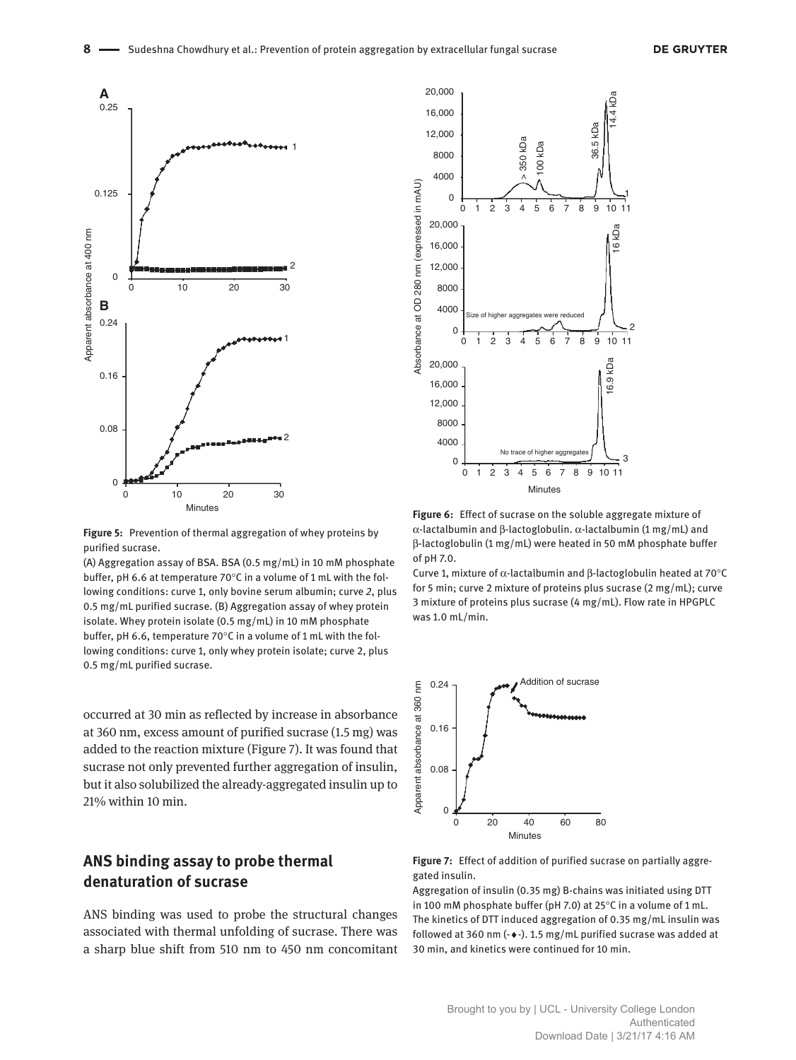**Figure 5:** Prevention of thermal aggregation of whey proteins by purified sucrase.

(A) Aggregation assay of BSA. BSA (0.5 mg/mL) in 10 mM phosphate buffer, pH 6.6 at temperature 70°C in a volume of 1 mL with the following conditions: curve 1, only bovine serum albumin; curve *2*, plus 0.5 mg/mL purified sucrase. (B) Aggregation assay of whey protein isolate. Whey protein isolate (0.5 mg/mL) in 10 mM phosphate buffer, pH 6.6, temperature 70°C in a volume of 1 mL with the following conditions: curve 1, only whey protein isolate; curve 2, plus 0.5 mg/mL purified sucrase.

**Figure 6:** Effect of sucrase on the soluble aggregate mixture of α-lactalbumin and β-lactoglobulin. α-lactalbumin (1 mg/mL) and β-lactoglobulin (1 mg/mL) were heated in 50 mM phosphate buffer of pH 7.0.

Curve 1, mixture of α-lactalbumin and β-lactoglobulin heated at 70°C for 5 min; curve 2 mixture of proteins plus sucrase (2 mg/mL); curve 3 mixture of proteins plus sucrase (4 mg/mL). Flow rate in HPGPLC was 1.0 mL/min.

occurred at 30 min as reflected by increase in absorbance at 360 nm, excess amount of purified sucrase (1.5 mg) was added to the reaction mixture (Figure 7). It was found that sucrase not only prevented further aggregation of insulin, but it also solubilized the already-aggregated insulin up to 21% within 10 min.

**Figure 7:** Effect of addition of purified sucrase on partially aggregated insulin.

Aggregation of insulin (0.35 mg) B-chains was initiated using DTT in 100 mM phosphate buffer (pH 7.0) at 25°C in a volume of 1 mL. The kinetics of DTT induced aggregation of 0.35 mg/mL insulin was followed at 360 nm (-♦-). 1.5 mg/mL purified sucrase was added at 30 min, and kinetics were continued for 10 min.

## ANS binding assay to probe thermal denaturation of sucrase

ANS binding was used to probe the structural changes associated with thermal unfolding of sucrase. There was a sharp blue shift from 510 nm to 450 nm concomitant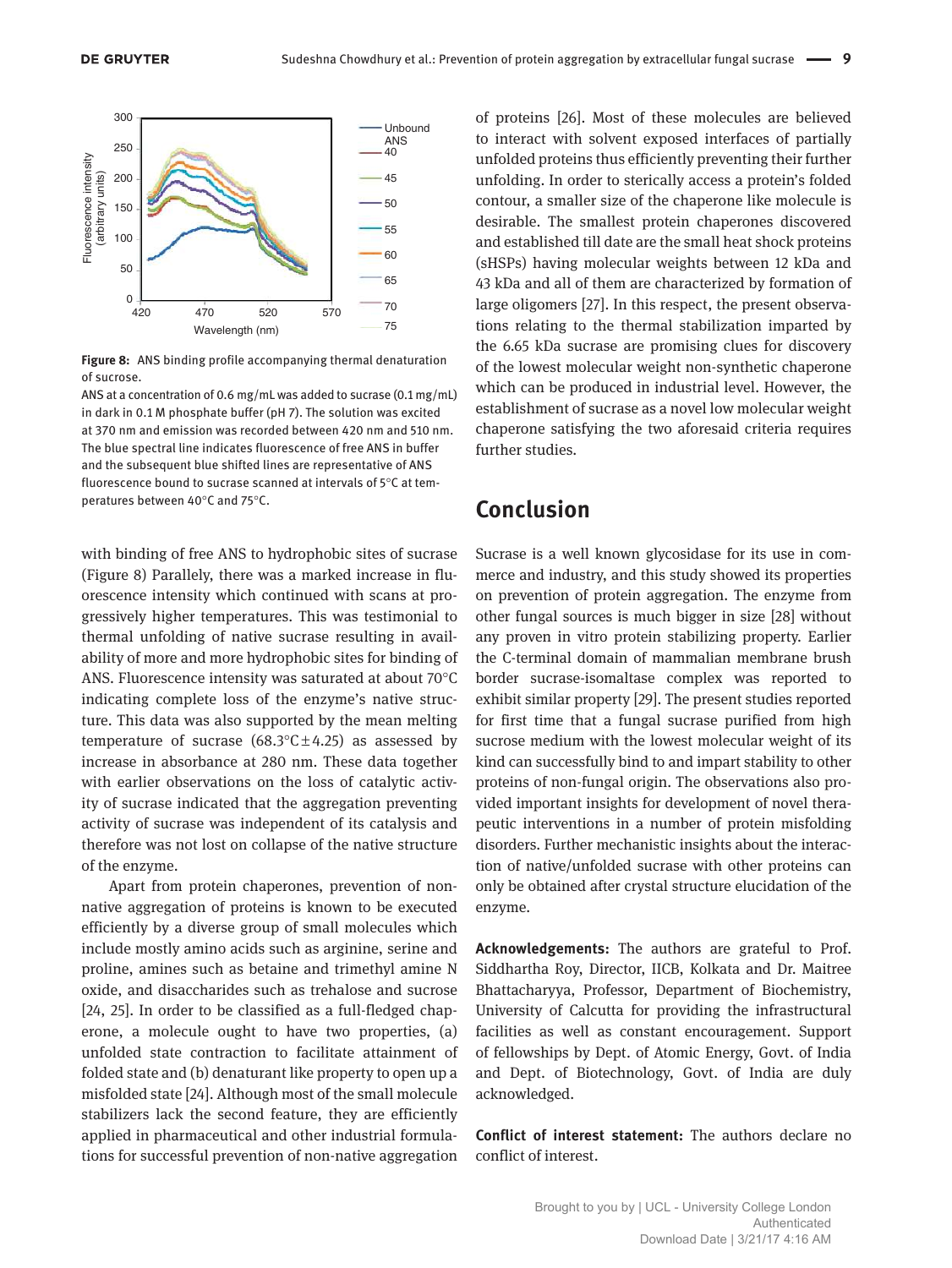**Figure 8:** ANS binding profile accompanying thermal denaturation of sucrose.

ANS at a concentration of 0.6 mg/mL was added to sucrase (0.1 mg/mL) in dark in 0.1 M phosphate buffer (pH 7). The solution was excited at 370 nm and emission was recorded between 420 nm and 510 nm. The blue spectral line indicates fluorescence of free ANS in buffer and the subsequent blue shifted lines are representative of ANS fluorescence bound to sucrase scanned at intervals of 5°C at temperatures between 40°C and 75°C.

with binding of free ANS to hydrophobic sites of sucrase (Figure 8) Parallely, there was a marked increase in fluorescence intensity which continued with scans at progressively higher temperatures. This was testimonial to thermal unfolding of native sucrase resulting in availability of more and more hydrophobic sites for binding of ANS. Fluorescence intensity was saturated at about 70°C indicating complete loss of the enzyme's native structure. This data was also supported by the mean melting temperature of sucrase (68.3°C ± 4.25) as assessed by increase in absorbance at 280 nm. These data together with earlier observations on the loss of catalytic activity of sucrase indicated that the aggregation preventing activity of sucrase was independent of its catalysis and therefore was not lost on collapse of the native structure of the enzyme.

Apart from protein chaperones, prevention of non-native aggregation of proteins is known to be executed efficiently by a diverse group of small molecules which include mostly amino acids such as arginine, serine and proline, amines such as betaine and trimethyl amine N oxide, and disaccharides such as trehalose and sucrose [24, 25]. In order to be classified as a full-fledged chaperone, a molecule ought to have two properties, (a) unfolded state contraction to facilitate attainment of folded state and (b) denaturant like property to open up a misfolded state [24]. Although most of the small molecule stabilizers lack the second feature, they are efficiently applied in pharmaceutical and other industrial formulations for successful prevention of non-native aggregation of proteins [26]. Most of these molecules are believed to interact with solvent exposed interfaces of partially unfolded proteins thus efficiently preventing their further unfolding. In order to sterically access a protein's folded contour, a smaller size of the chaperone like molecule is desirable. The smallest protein chaperones discovered and established till date are the small heat shock proteins (sHSPs) having molecular weights between 12 kDa and 43 kDa and all of them are characterized by formation of large oligomers [27]. In this respect, the present observations relating to the thermal stabilization imparted by the 6.65 kDa sucrase are promising clues for discovery of the lowest molecular weight non-synthetic chaperone which can be produced in industrial level. However, the establishment of sucrase as a novel low molecular weight chaperone satisfying the two aforesaid criteria requires further studies.

## Conclusion

Sucrase is a well known glycosidase for its use in commerce and industry, and this study showed its properties on prevention of protein aggregation. The enzyme from other fungal sources is much bigger in size [28] without any proven in vitro protein stabilizing property. Earlier the C-terminal domain of mammalian membrane brush border sucrase-isomaltase complex was reported to exhibit similar property [29]. The present studies reported for first time that a fungal sucrase purified from high sucrose medium with the lowest molecular weight of its kind can successfully bind to and impart stability to other proteins of non-fungal origin. The observations also provided important insights for development of novel therapeutic interventions in a number of protein misfolding disorders. Further mechanistic insights about the interaction of native/unfolded sucrase with other proteins can only be obtained after crystal structure elucidation of the enzyme.

**Acknowledgements:** The authors are grateful to Prof. Siddhartha Roy, Director, IICB, Kolkata and Dr. Maitree Bhattacharyya, Professor, Department of Biochemistry, University of Calcutta for providing the infrastructural facilities as well as constant encouragement. Support of fellowships by Dept. of Atomic Energy, Govt. of India and Dept. of Biotechnology, Govt. of India are duly acknowledged.

**Conflict of interest statement:** The authors declare no conflict of interest.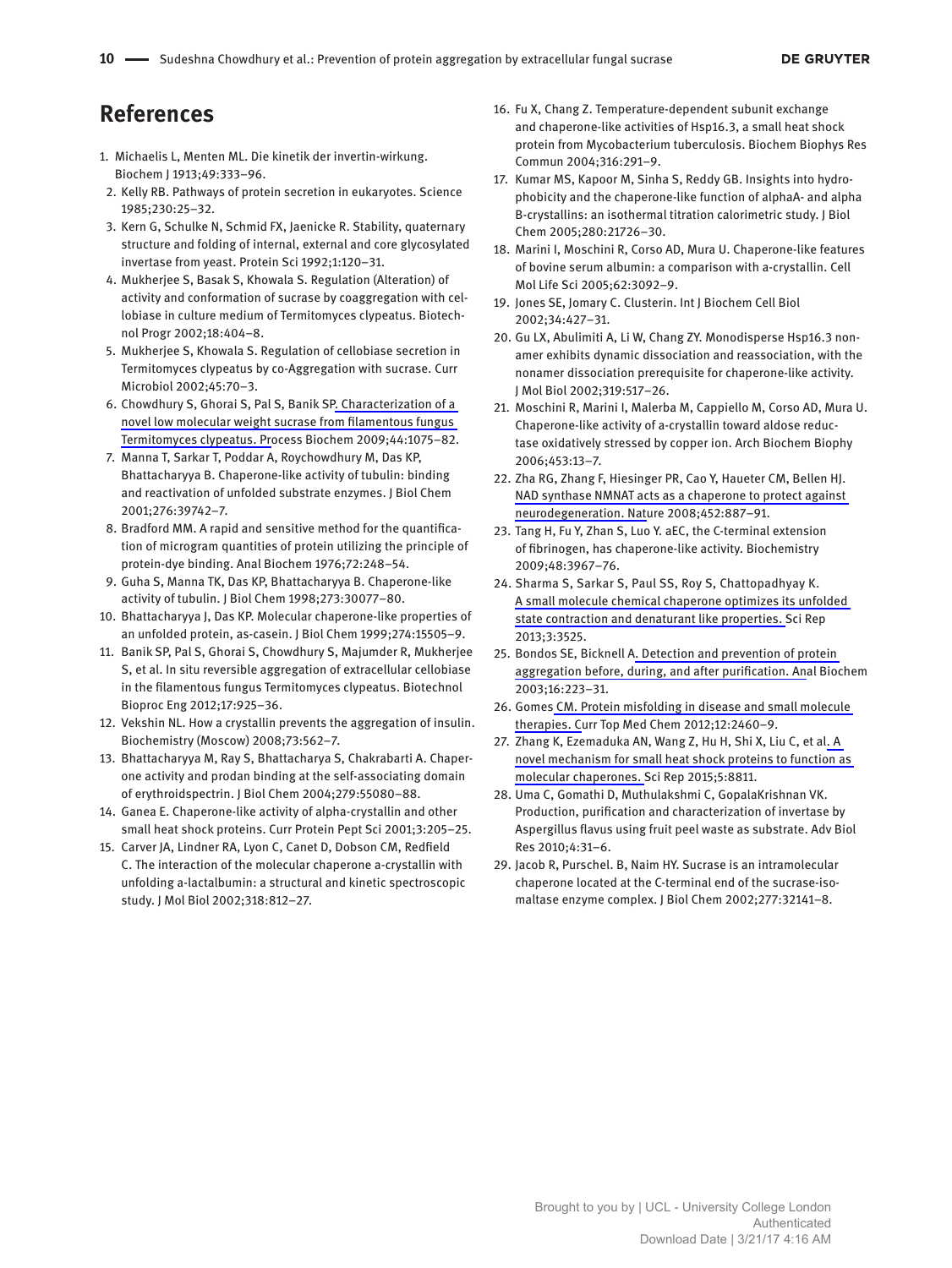# References

1. Michaelis L, Menten ML. Die kinetik der invertin-wirkung. Biochem J 1913;49:333–96.
2. Kelly RB. Pathways of protein secretion in eukaryotes. Science 1985;230:25–32.
3. Kern G, Schulke N, Schmid FX, Jaenicke R. Stability, quaternary structure and folding of internal, external and core glycosylated invertase from yeast. Protein Sci 1992;1:120–31.
4. Mukherjee S, Basak S, Khowala S. Regulation (Alteration) of activity and conformation of sucrase by coaggregation with cellobiase in culture medium of Termitomyces clypeatus. Biotechnol Progr 2002;18:404–8.
5. Mukherjee S, Khowala S. Regulation of cellobiase secretion in Termitomyces clypeatus by co-Aggregation with sucrase. Curr Microbiol 2002;45:70–3.
6. Chowdhury S, Ghorai S, Pal S, Banik SP. Characterization of a novel low molecular weight sucrase from filamentous fungus Termitomyces clypeatus. Process Biochem 2009;44:1075–82.
7. Manna T, Sarkar T, Poddar A, Roychowdhury M, Das KP, Bhattacharyya B. Chaperone-like activity of tubulin: binding and reactivation of unfolded substrate enzymes. J Biol Chem 2001;276:39742–7.
8. Bradford MM. A rapid and sensitive method for the quantification of microgram quantities of protein utilizing the principle of protein-dye binding. Anal Biochem 1976;72:248–54.
9. Guha S, Manna TK, Das KP, Bhattacharyya B. Chaperone-like activity of tubulin. J Biol Chem 1998;273:30077–80.
10. Bhattacharyya J, Das KP. Molecular chaperone-like properties of an unfolded protein, as-casein. J Biol Chem 1999;274:15505–9.
11. Banik SP, Pal S, Ghorai S, Chowdhury S, Majumder R, Mukherjee S, et al. In situ reversible aggregation of extracellular cellobiase in the filamentous fungus Termitomyces clypeatus. Biotechnol Bioproc Eng 2012;17:925–36.
12. Vekshin NL. How a crystallin prevents the aggregation of insulin. Biochemistry (Moscow) 2008;73:562–7.
13. Bhattacharyya M, Ray S, Bhattacharya S, Chakrabarti A. Chaperone activity and prodan binding at the self-associating domain of erythroidspectrin. J Biol Chem 2004;279:55080–88.
14. Ganea E. Chaperone-like activity of alpha-crystallin and other small heat shock proteins. Curr Protein Pept Sci 2001;3:205–25.
15. Carver JA, Lindner RA, Lyon C, Canet D, Dobson CM, Redfield C. The interaction of the molecular chaperone a-crystallin with unfolding a-lactalbumin: a structural and kinetic spectroscopic study. J Mol Biol 2002;318:812–27.
16. Fu X, Chang Z. Temperature-dependent subunit exchange and chaperone-like activities of Hsp16.3, a small heat shock protein from Mycobacterium tuberculosis. Biochem Biophys Res Commun 2004;316:291–9.
17. Kumar MS, Kapoor M, Sinha S, Reddy GB. Insights into hydrophobicity and the chaperone-like function of alphaA- and alpha B-crystallins: an isothermal titration calorimetric study. J Biol Chem 2005;280:21726–30.
18. Marini I, Moschini R, Corso AD, Mura U. Chaperone-like features of bovine serum albumin: a comparison with a-crystallin. Cell Mol Life Sci 2005;62:3092–9.
19. Jones SE, Jomary C. Clusterin. Int J Biochem Cell Biol 2002;34:427–31.
20. Gu LX, Abulimiti A, Li W, Chang ZY. Monodisperse Hsp16.3 nonamer exhibits dynamic dissociation and reassociation, with the nonamer dissociation prerequisite for chaperone-like activity. J Mol Biol 2002;319:517–26.
21. Moschini R, Marini I, Malerba M, Cappiello M, Corso AD, Mura U. Chaperone-like activity of a-crystallin toward aldose reductase oxidatively stressed by copper ion. Arch Biochem Biophy 2006;453:13–7.
22. Zha RG, Zhang F, Hiesinger PR, Cao Y, Haueter CM, Bellen HJ. NAD synthase NMNAT acts as a chaperone to protect against neurodegeneration. Nature 2008;452:887–91.
23. Tang H, Fu Y, Zhan S, Luo Y. aEC, the C-terminal extension of fibrinogen, has chaperone-like activity. Biochemistry 2009;48:3967–76.
24. Sharma S, Sarkar S, Paul SS, Roy S, Chattopadhyay K. A small molecule chemical chaperone optimizes its unfolded state contraction and denaturant like properties. Sci Rep 2013;3:3525.
25. Bondos SE, Bicknell A. Detection and prevention of protein aggregation before, during, and after purification. Anal Biochem 2003;16:223–31.
26. Gomes CM. Protein misfolding in disease and small molecule therapies. Curr Top Med Chem 2012;12:2460–9.
27. Zhang K, Ezemaduka AN, Wang Z, Hu H, Shi X, Liu C, et al. A novel mechanism for small heat shock proteins to function as molecular chaperones. Sci Rep 2015;5:8811.
28. Uma C, Gomathi D, Muthulakshmi C, GopalaKrishnan VK. Production, purification and characterization of invertase by Aspergillus flavus using fruit peel waste as substrate. Adv Biol Res 2010;4:31–6.
29. Jacob R, Purschel. B, Naim HY. Sucrase is an intramolecular chaperone located at the C-terminal end of the sucrase-isomaltase enzyme complex. J Biol Chem 2002;277:32141–8.